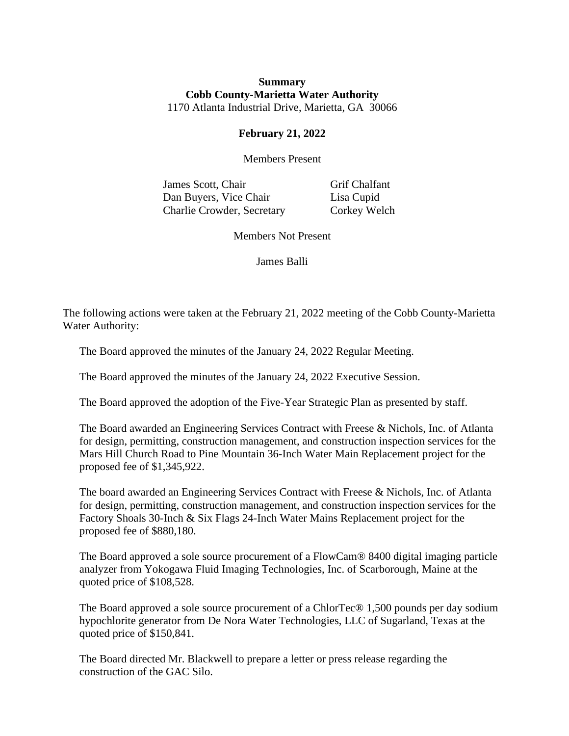**Summary**

**Cobb County-Marietta Water Authority**

1170 Atlanta Industrial Drive, Marietta, GA 30066

**February 21, 2022**

Members Present

| | |
|---|---|
| James Scott, Chair | Grif Chalfant |
| Dan Buyers, Vice Chair | Lisa Cupid |
| Charlie Crowder, Secretary | Corkey Welch |

Members Not Present

James Balli

The following actions were taken at the February 21, 2022 meeting of the Cobb County-Marietta Water Authority:

The Board approved the minutes of the January 24, 2022 Regular Meeting.

The Board approved the minutes of the January 24, 2022 Executive Session.

The Board approved the adoption of the Five-Year Strategic Plan as presented by staff.

The Board awarded an Engineering Services Contract with Freese & Nichols, Inc. of Atlanta for design, permitting, construction management, and construction inspection services for the Mars Hill Church Road to Pine Mountain 36-Inch Water Main Replacement project for the proposed fee of $1,345,922.

The board awarded an Engineering Services Contract with Freese & Nichols, Inc. of Atlanta for design, permitting, construction management, and construction inspection services for the Factory Shoals 30-Inch & Six Flags 24-Inch Water Mains Replacement project for the proposed fee of $880,180.

The Board approved a sole source procurement of a FlowCam® 8400 digital imaging particle analyzer from Yokogawa Fluid Imaging Technologies, Inc. of Scarborough, Maine at the quoted price of $108,528.

The Board approved a sole source procurement of a ChlorTec® 1,500 pounds per day sodium hypochlorite generator from De Nora Water Technologies, LLC of Sugarland, Texas at the quoted price of $150,841.

The Board directed Mr. Blackwell to prepare a letter or press release regarding the construction of the GAC Silo.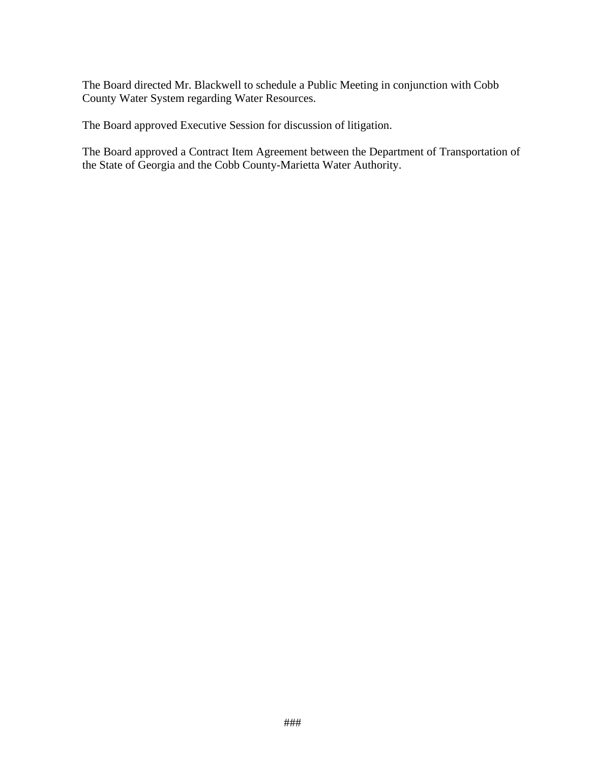The Board directed Mr. Blackwell to schedule a Public Meeting in conjunction with Cobb County Water System regarding Water Resources.

The Board approved Executive Session for discussion of litigation.

The Board approved a Contract Item Agreement between the Department of Transportation of the State of Georgia and the Cobb County-Marietta Water Authority.

###